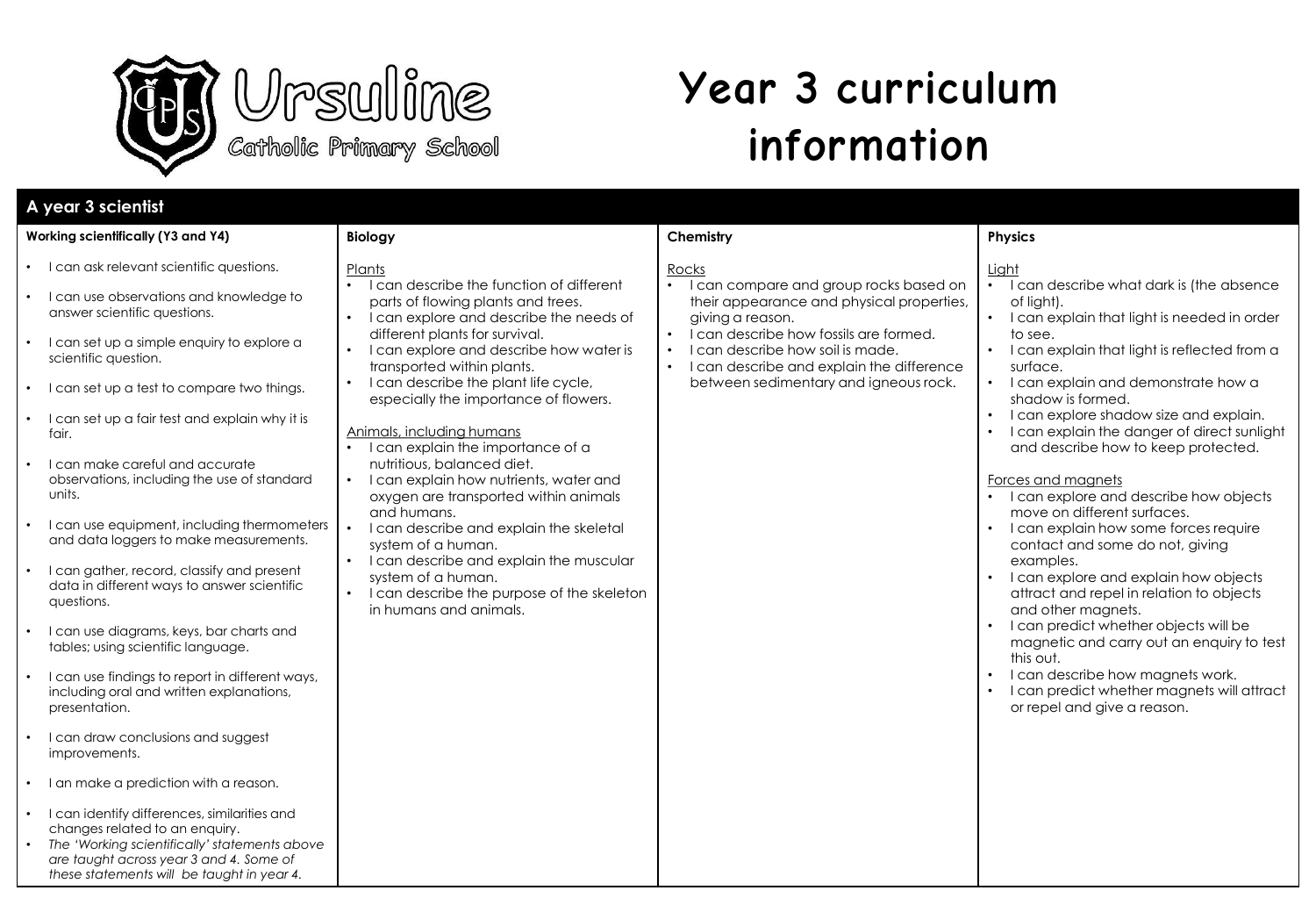Ursuline Catholic Primary School

# Year 3 curriculum information

## A year 3 scientist

### Working scientifically (Y3 and Y4)

- I can ask relevant scientific questions.
- I can use observations and knowledge to answer scientific questions.
- I can set up a simple enquiry to explore a scientific question.
- I can set up a test to compare two things.
- I can set up a fair test and explain why it is fair.
- I can make careful and accurate observations, including the use of standard units.
- I can use equipment, including thermometers and data loggers to make measurements.
- I can gather, record, classify and present data in different ways to answer scientific questions.
- I can use diagrams, keys, bar charts and tables; using scientific language.
- I can use findings to report in different ways, including oral and written explanations, presentation.
- I can draw conclusions and suggest improvements.
- I an make a prediction with a reason.
- I can identify differences, similarities and changes related to an enquiry.
- *The 'Working scientifically' statements above are taught across year 3 and 4. Some of these statements will be taught in year 4.*

### Biology

Plants

- I can describe the function of different parts of flowing plants and trees.
- I can explore and describe the needs of different plants for survival.
- I can explore and describe how water is transported within plants.
- I can describe the plant life cycle, especially the importance of flowers.

Animals, including humans

- I can explain the importance of a nutritious, balanced diet.
- I can explain how nutrients, water and oxygen are transported within animals and humans.
- I can describe and explain the skeletal system of a human.
- I can describe and explain the muscular system of a human.
- I can describe the purpose of the skeleton in humans and animals.

### Chemistry

Rocks

- I can compare and group rocks based on their appearance and physical properties, giving a reason.
- I can describe how fossils are formed.
- I can describe how soil is made.
- I can describe and explain the difference between sedimentary and igneous rock.

### Physics

Light

- I can describe what dark is (the absence of light).
- I can explain that light is needed in order to see.
- I can explain that light is reflected from a surface.
- I can explain and demonstrate how a shadow is formed.
- I can explore shadow size and explain.
- I can explain the danger of direct sunlight and describe how to keep protected.

Forces and magnets

- I can explore and describe how objects move on different surfaces.
- I can explain how some forces require contact and some do not, giving examples.
- I can explore and explain how objects attract and repel in relation to objects and other magnets.
- I can predict whether objects will be magnetic and carry out an enquiry to test this out.
- I can describe how magnets work.
- I can predict whether magnets will attract or repel and give a reason.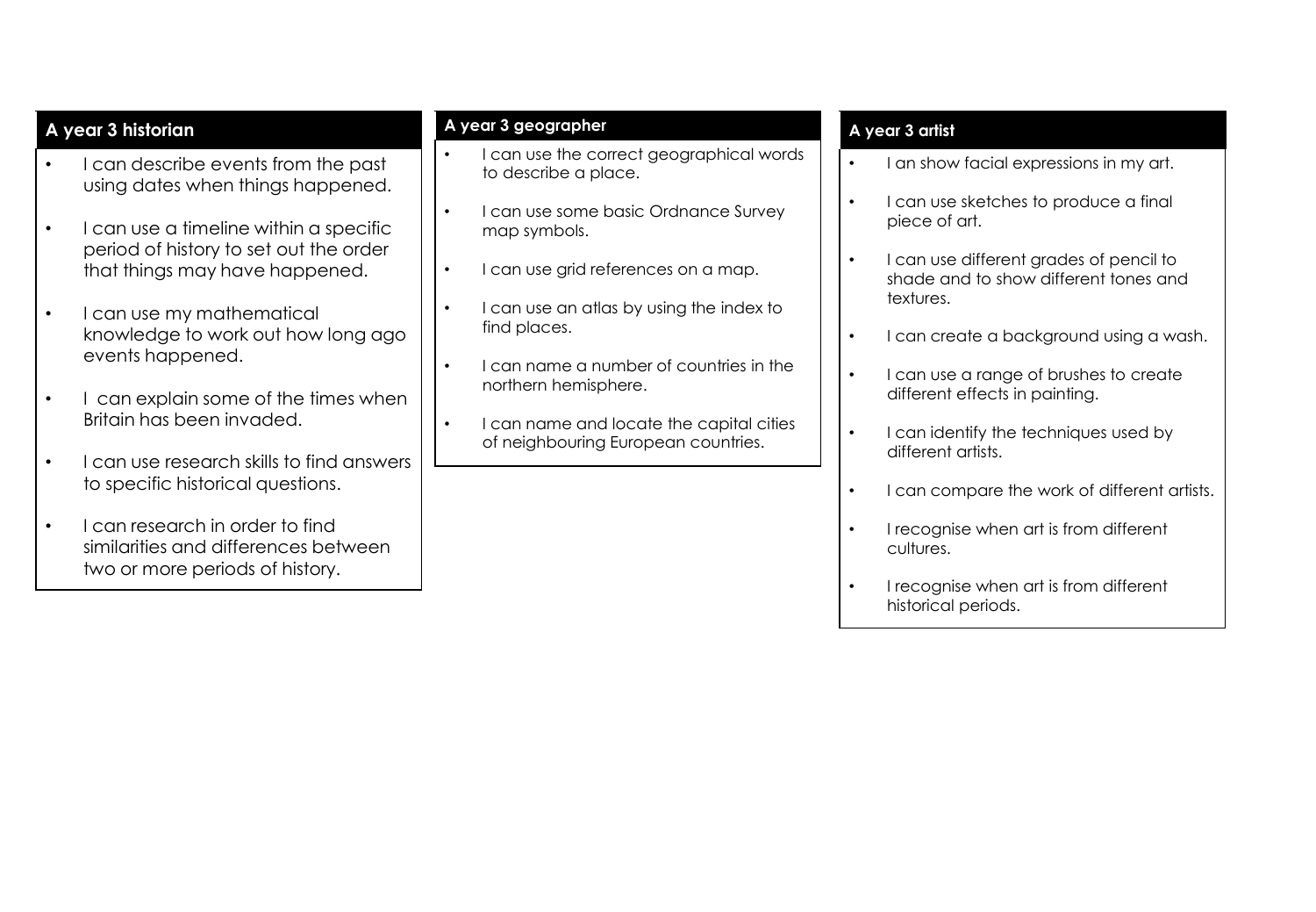## A year 3 historian

- I can describe events from the past using dates when things happened.
- I can use a timeline within a specific period of history to set out the order that things may have happened.
- I can use my mathematical knowledge to work out how long ago events happened.
- I can explain some of the times when Britain has been invaded.
- I can use research skills to find answers to specific historical questions.
- I can research in order to find similarities and differences between two or more periods of history.

## A year 3 geographer

- I can use the correct geographical words to describe a place.
- I can use some basic Ordnance Survey map symbols.
- I can use grid references on a map.
- I can use an atlas by using the index to find places.
- I can name a number of countries in the northern hemisphere.
- I can name and locate the capital cities of neighbouring European countries.

## A year 3 artist

- I an show facial expressions in my art.
- I can use sketches to produce a final piece of art.
- I can use different grades of pencil to shade and to show different tones and textures.
- I can create a background using a wash.
- I can use a range of brushes to create different effects in painting.
- I can identify the techniques used by different artists.
- I can compare the work of different artists.
- I recognise when art is from different cultures.
- I recognise when art is from different historical periods.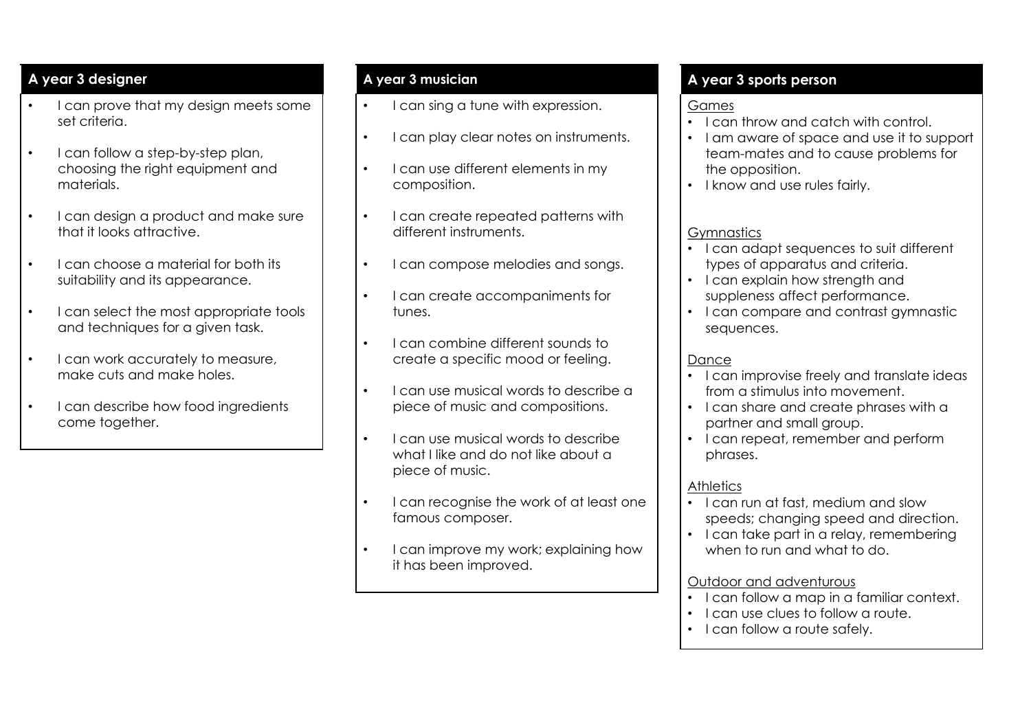## A year 3 designer

- I can prove that my design meets some set criteria.
- I can follow a step-by-step plan, choosing the right equipment and materials.
- I can design a product and make sure that it looks attractive.
- I can choose a material for both its suitability and its appearance.
- I can select the most appropriate tools and techniques for a given task.
- I can work accurately to measure, make cuts and make holes.
- I can describe how food ingredients come together.

## A year 3 musician

- I can sing a tune with expression.
- I can play clear notes on instruments.
- I can use different elements in my composition.
- I can create repeated patterns with different instruments.
- I can compose melodies and songs.
- I can create accompaniments for tunes.
- I can combine different sounds to create a specific mood or feeling.
- I can use musical words to describe a piece of music and compositions.
- I can use musical words to describe what I like and do not like about a piece of music.
- I can recognise the work of at least one famous composer.
- I can improve my work; explaining how it has been improved.

## A year 3 sports person

Games

- I can throw and catch with control.
- I am aware of space and use it to support team-mates and to cause problems for the opposition.
- I know and use rules fairly.

Gymnastics

- I can adapt sequences to suit different types of apparatus and criteria.
- I can explain how strength and suppleness affect performance.
- I can compare and contrast gymnastic sequences.

Dance

- I can improvise freely and translate ideas from a stimulus into movement.
- I can share and create phrases with a partner and small group.
- I can repeat, remember and perform phrases.

Athletics

- I can run at fast, medium and slow speeds; changing speed and direction.
- I can take part in a relay, remembering when to run and what to do.

Outdoor and adventurous

- I can follow a map in a familiar context.
- I can use clues to follow a route.
- I can follow a route safely.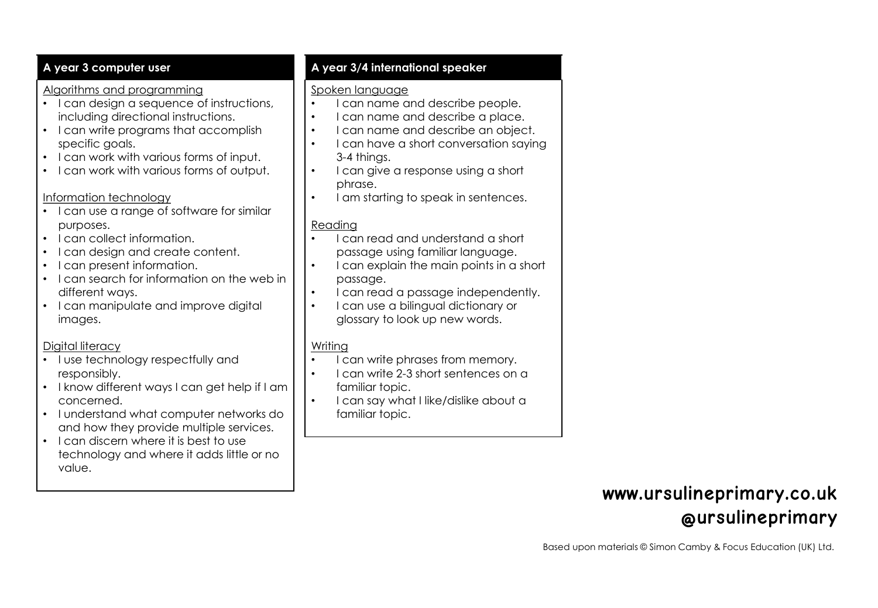## A year 3 computer user

Algorithms and programming

- I can design a sequence of instructions, including directional instructions.
- I can write programs that accomplish specific goals.
- I can work with various forms of input.
- I can work with various forms of output.

Information technology

- I can use a range of software for similar purposes.
- I can collect information.
- I can design and create content.
- I can present information.
- I can search for information on the web in different ways.
- I can manipulate and improve digital images.

Digital literacy

- I use technology respectfully and responsibly.
- I know different ways I can get help if I am concerned.
- I understand what computer networks do and how they provide multiple services.
- I can discern where it is best to use technology and where it adds little or no value.

## A year 3/4 international speaker

Spoken language

- I can name and describe people.
- I can name and describe a place.
- I can name and describe an object.
- I can have a short conversation saying 3-4 things.
- I can give a response using a short phrase.
- I am starting to speak in sentences.

Reading

- I can read and understand a short passage using familiar language.
- I can explain the main points in a short passage.
- I can read a passage independently.
- I can use a bilingual dictionary or glossary to look up new words.

Writing

- I can write phrases from memory.
- I can write 2-3 short sentences on a familiar topic.
- I can say what I like/dislike about a familiar topic.

**www.ursulineprimary.co.uk**
**@ursulineprimary**

Based upon materials © Simon Camby & Focus Education (UK) Ltd.